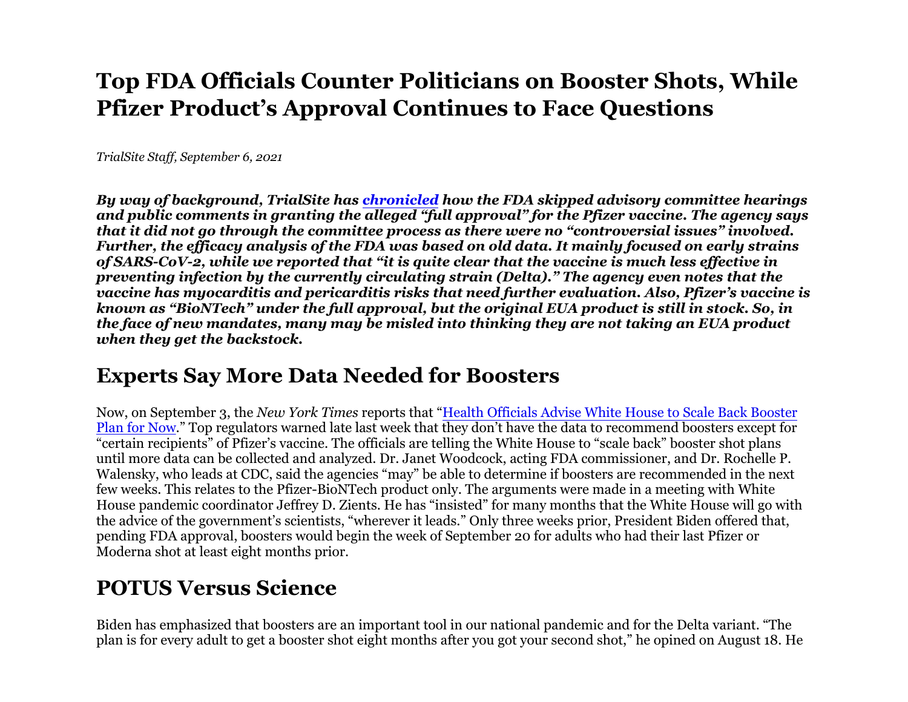# Top FDA Officials Counter Politicians on Booster Shots, While Pfizer Product's Approval Continues to Face Questions

*TrialSite Staff, September 6, 2021*

***By way of background, TrialSite has [chronicled](#) how the FDA skipped advisory committee hearings and public comments in granting the alleged "full approval" for the Pfizer vaccine. The agency says that it did not go through the committee process as there were no "controversial issues" involved. Further, the efficacy analysis of the FDA was based on old data. It mainly focused on early strains of SARS-CoV-2, while we reported that "it is quite clear that the vaccine is much less effective in preventing infection by the currently circulating strain (Delta)." The agency even notes that the vaccine has myocarditis and pericarditis risks that need further evaluation. Also, Pfizer's vaccine is known as "BioNTech" under the full approval, but the original EUA product is still in stock. So, in the face of new mandates, many may be misled into thinking they are not taking an EUA product when they get the backstock.***

## Experts Say More Data Needed for Boosters

Now, on September 3, the *New York Times* reports that "[Health Officials Advise White House to Scale Back Booster Plan for Now](#)." Top regulators warned late last week that they don't have the data to recommend boosters except for "certain recipients" of Pfizer's vaccine. The officials are telling the White House to "scale back" booster shot plans until more data can be collected and analyzed. Dr. Janet Woodcock, acting FDA commissioner, and Dr. Rochelle P. Walensky, who leads at CDC, said the agencies "may" be able to determine if boosters are recommended in the next few weeks. This relates to the Pfizer-BioNTech product only. The arguments were made in a meeting with White House pandemic coordinator Jeffrey D. Zients. He has "insisted" for many months that the White House will go with the advice of the government's scientists, "wherever it leads." Only three weeks prior, President Biden offered that, pending FDA approval, boosters would begin the week of September 20 for adults who had their last Pfizer or Moderna shot at least eight months prior.

## POTUS Versus Science

Biden has emphasized that boosters are an important tool in our national pandemic and for the Delta variant. "The plan is for every adult to get a booster shot eight months after you got your second shot," he opined on August 18. He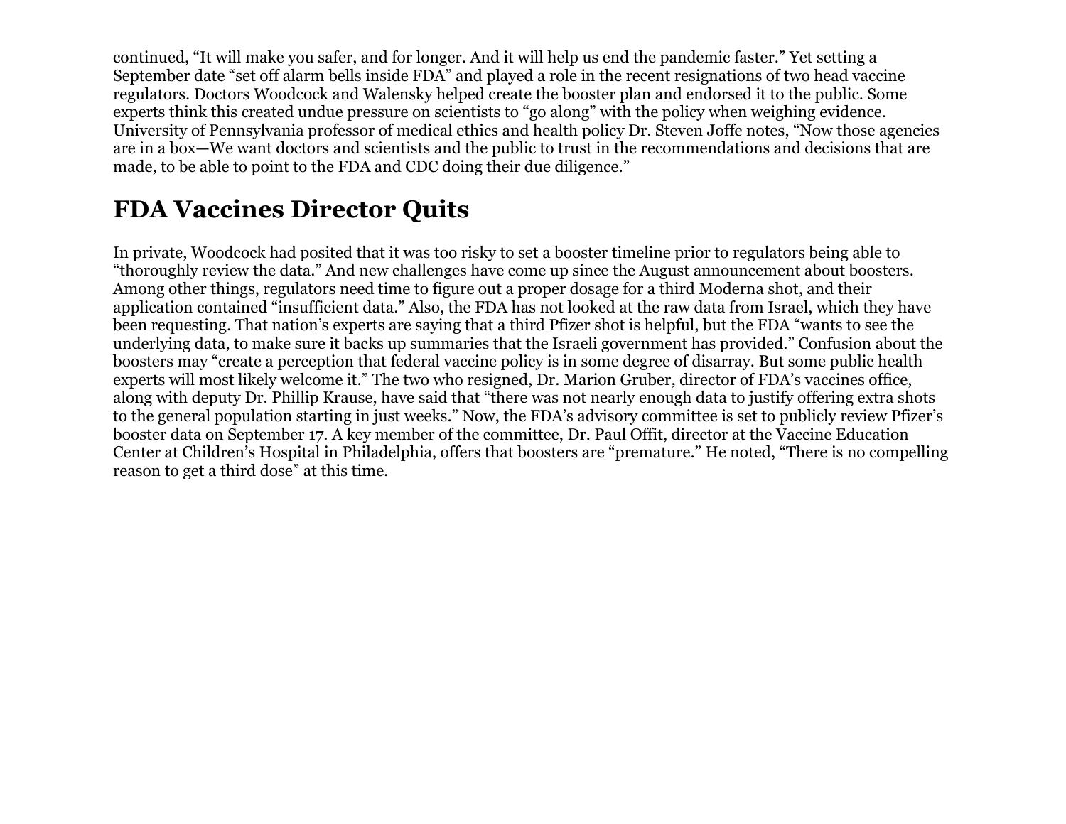continued, “It will make you safer, and for longer. And it will help us end the pandemic faster.” Yet setting a September date “set off alarm bells inside FDA” and played a role in the recent resignations of two head vaccine regulators. Doctors Woodcock and Walensky helped create the booster plan and endorsed it to the public. Some experts think this created undue pressure on scientists to “go along” with the policy when weighing evidence. University of Pennsylvania professor of medical ethics and health policy Dr. Steven Joffe notes, “Now those agencies are in a box—We want doctors and scientists and the public to trust in the recommendations and decisions that are made, to be able to point to the FDA and CDC doing their due diligence.”

## FDA Vaccines Director Quits

In private, Woodcock had posited that it was too risky to set a booster timeline prior to regulators being able to “thoroughly review the data.” And new challenges have come up since the August announcement about boosters. Among other things, regulators need time to figure out a proper dosage for a third Moderna shot, and their application contained “insufficient data.” Also, the FDA has not looked at the raw data from Israel, which they have been requesting. That nation’s experts are saying that a third Pfizer shot is helpful, but the FDA “wants to see the underlying data, to make sure it backs up summaries that the Israeli government has provided.” Confusion about the boosters may “create a perception that federal vaccine policy is in some degree of disarray. But some public health experts will most likely welcome it.” The two who resigned, Dr. Marion Gruber, director of FDA’s vaccines office, along with deputy Dr. Phillip Krause, have said that “there was not nearly enough data to justify offering extra shots to the general population starting in just weeks.” Now, the FDA’s advisory committee is set to publicly review Pfizer’s booster data on September 17. A key member of the committee, Dr. Paul Offit, director at the Vaccine Education Center at Children’s Hospital in Philadelphia, offers that boosters are “premature.” He noted, “There is no compelling reason to get a third dose” at this time.